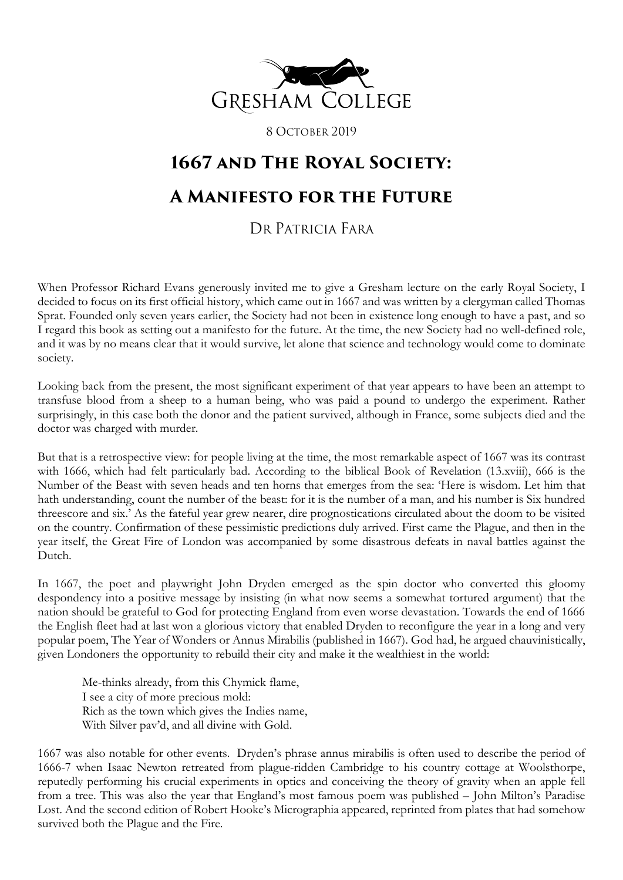Gresham College

8 October 2019

# 1667 and The Royal Society: A Manifesto for the Future

Dr Patricia Fara

When Professor Richard Evans generously invited me to give a Gresham lecture on the early Royal Society, I decided to focus on its first official history, which came out in 1667 and was written by a clergyman called Thomas Sprat. Founded only seven years earlier, the Society had not been in existence long enough to have a past, and so I regard this book as setting out a manifesto for the future. At the time, the new Society had no well-defined role, and it was by no means clear that it would survive, let alone that science and technology would come to dominate society.

Looking back from the present, the most significant experiment of that year appears to have been an attempt to transfuse blood from a sheep to a human being, who was paid a pound to undergo the experiment. Rather surprisingly, in this case both the donor and the patient survived, although in France, some subjects died and the doctor was charged with murder.

But that is a retrospective view: for people living at the time, the most remarkable aspect of 1667 was its contrast with 1666, which had felt particularly bad. According to the biblical Book of Revelation (13.xviii), 666 is the Number of the Beast with seven heads and ten horns that emerges from the sea: 'Here is wisdom. Let him that hath understanding, count the number of the beast: for it is the number of a man, and his number is Six hundred threescore and six.' As the fateful year grew nearer, dire prognostications circulated about the doom to be visited on the country. Confirmation of these pessimistic predictions duly arrived. First came the Plague, and then in the year itself, the Great Fire of London was accompanied by some disastrous defeats in naval battles against the Dutch.

In 1667, the poet and playwright John Dryden emerged as the spin doctor who converted this gloomy despondency into a positive message by insisting (in what now seems a somewhat tortured argument) that the nation should be grateful to God for protecting England from even worse devastation. Towards the end of 1666 the English fleet had at last won a glorious victory that enabled Dryden to reconfigure the year in a long and very popular poem, The Year of Wonders or Annus Mirabilis (published in 1667). God had, he argued chauvinistically, given Londoners the opportunity to rebuild their city and make it the wealthiest in the world:

> Me-thinks already, from this Chymick flame,
> I see a city of more precious mold:
> Rich as the town which gives the Indies name,
> With Silver pav'd, and all divine with Gold.

1667 was also notable for other events. Dryden's phrase annus mirabilis is often used to describe the period of 1666-7 when Isaac Newton retreated from plague-ridden Cambridge to his country cottage at Woolsthorpe, reputedly performing his crucial experiments in optics and conceiving the theory of gravity when an apple fell from a tree. This was also the year that England's most famous poem was published – John Milton's Paradise Lost. And the second edition of Robert Hooke's Micrographia appeared, reprinted from plates that had somehow survived both the Plague and the Fire.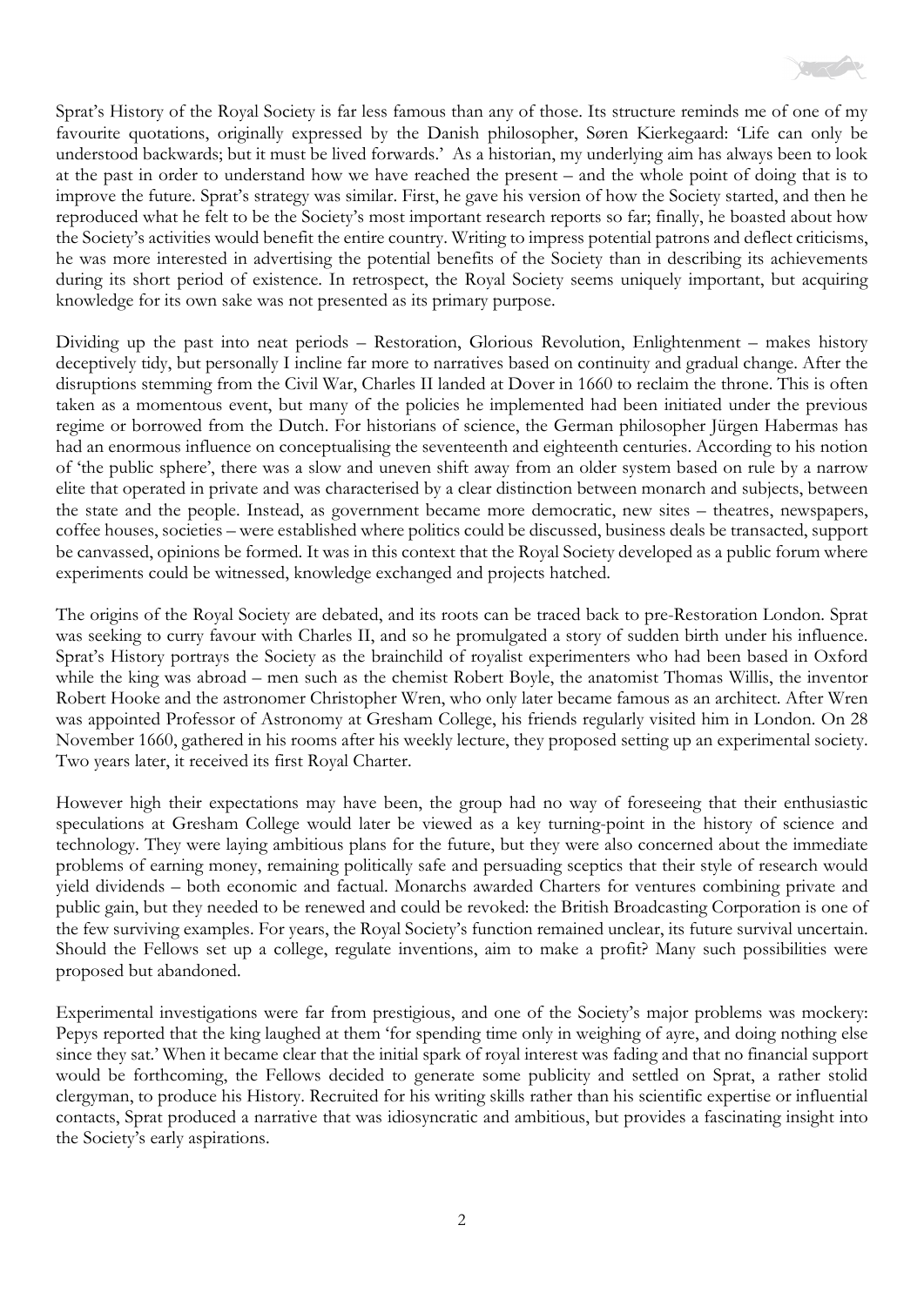Sprat's History of the Royal Society is far less famous than any of those. Its structure reminds me of one of my favourite quotations, originally expressed by the Danish philosopher, Søren Kierkegaard: 'Life can only be understood backwards; but it must be lived forwards.' As a historian, my underlying aim has always been to look at the past in order to understand how we have reached the present – and the whole point of doing that is to improve the future. Sprat's strategy was similar. First, he gave his version of how the Society started, and then he reproduced what he felt to be the Society's most important research reports so far; finally, he boasted about how the Society's activities would benefit the entire country. Writing to impress potential patrons and deflect criticisms, he was more interested in advertising the potential benefits of the Society than in describing its achievements during its short period of existence. In retrospect, the Royal Society seems uniquely important, but acquiring knowledge for its own sake was not presented as its primary purpose.

Dividing up the past into neat periods – Restoration, Glorious Revolution, Enlightenment – makes history deceptively tidy, but personally I incline far more to narratives based on continuity and gradual change. After the disruptions stemming from the Civil War, Charles II landed at Dover in 1660 to reclaim the throne. This is often taken as a momentous event, but many of the policies he implemented had been initiated under the previous regime or borrowed from the Dutch. For historians of science, the German philosopher Jürgen Habermas has had an enormous influence on conceptualising the seventeenth and eighteenth centuries. According to his notion of 'the public sphere', there was a slow and uneven shift away from an older system based on rule by a narrow elite that operated in private and was characterised by a clear distinction between monarch and subjects, between the state and the people. Instead, as government became more democratic, new sites – theatres, newspapers, coffee houses, societies – were established where politics could be discussed, business deals be transacted, support be canvassed, opinions be formed. It was in this context that the Royal Society developed as a public forum where experiments could be witnessed, knowledge exchanged and projects hatched.

The origins of the Royal Society are debated, and its roots can be traced back to pre-Restoration London. Sprat was seeking to curry favour with Charles II, and so he promulgated a story of sudden birth under his influence. Sprat's History portrays the Society as the brainchild of royalist experimenters who had been based in Oxford while the king was abroad – men such as the chemist Robert Boyle, the anatomist Thomas Willis, the inventor Robert Hooke and the astronomer Christopher Wren, who only later became famous as an architect. After Wren was appointed Professor of Astronomy at Gresham College, his friends regularly visited him in London. On 28 November 1660, gathered in his rooms after his weekly lecture, they proposed setting up an experimental society. Two years later, it received its first Royal Charter.

However high their expectations may have been, the group had no way of foreseeing that their enthusiastic speculations at Gresham College would later be viewed as a key turning-point in the history of science and technology. They were laying ambitious plans for the future, but they were also concerned about the immediate problems of earning money, remaining politically safe and persuading sceptics that their style of research would yield dividends – both economic and factual. Monarchs awarded Charters for ventures combining private and public gain, but they needed to be renewed and could be revoked: the British Broadcasting Corporation is one of the few surviving examples. For years, the Royal Society's function remained unclear, its future survival uncertain. Should the Fellows set up a college, regulate inventions, aim to make a profit? Many such possibilities were proposed but abandoned.

Experimental investigations were far from prestigious, and one of the Society's major problems was mockery: Pepys reported that the king laughed at them 'for spending time only in weighing of ayre, and doing nothing else since they sat.' When it became clear that the initial spark of royal interest was fading and that no financial support would be forthcoming, the Fellows decided to generate some publicity and settled on Sprat, a rather stolid clergyman, to produce his History. Recruited for his writing skills rather than his scientific expertise or influential contacts, Sprat produced a narrative that was idiosyncratic and ambitious, but provides a fascinating insight into the Society's early aspirations.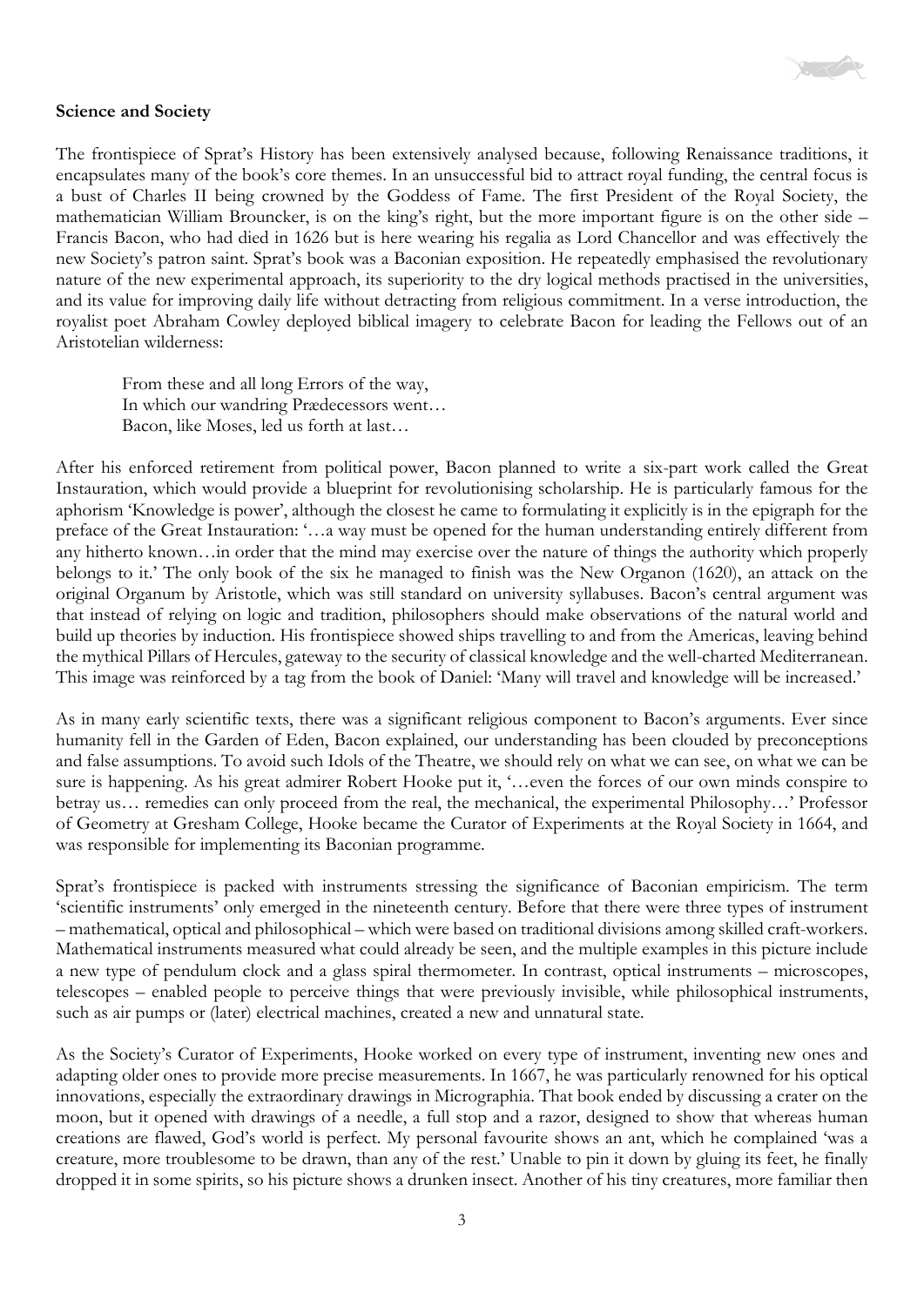**Science and Society**

The frontispiece of Sprat's History has been extensively analysed because, following Renaissance traditions, it encapsulates many of the book's core themes. In an unsuccessful bid to attract royal funding, the central focus is a bust of Charles II being crowned by the Goddess of Fame. The first President of the Royal Society, the mathematician William Brouncker, is on the king's right, but the more important figure is on the other side – Francis Bacon, who had died in 1626 but is here wearing his regalia as Lord Chancellor and was effectively the new Society's patron saint. Sprat's book was a Baconian exposition. He repeatedly emphasised the revolutionary nature of the new experimental approach, its superiority to the dry logical methods practised in the universities, and its value for improving daily life without detracting from religious commitment. In a verse introduction, the royalist poet Abraham Cowley deployed biblical imagery to celebrate Bacon for leading the Fellows out of an Aristotelian wilderness:

> From these and all long Errors of the way,
> In which our wandring Prædecessors went…
> Bacon, like Moses, led us forth at last…

After his enforced retirement from political power, Bacon planned to write a six-part work called the Great Instauration, which would provide a blueprint for revolutionising scholarship. He is particularly famous for the aphorism 'Knowledge is power', although the closest he came to formulating it explicitly is in the epigraph for the preface of the Great Instauration: '…a way must be opened for the human understanding entirely different from any hitherto known…in order that the mind may exercise over the nature of things the authority which properly belongs to it.' The only book of the six he managed to finish was the New Organon (1620), an attack on the original Organum by Aristotle, which was still standard on university syllabuses. Bacon's central argument was that instead of relying on logic and tradition, philosophers should make observations of the natural world and build up theories by induction. His frontispiece showed ships travelling to and from the Americas, leaving behind the mythical Pillars of Hercules, gateway to the security of classical knowledge and the well-charted Mediterranean. This image was reinforced by a tag from the book of Daniel: 'Many will travel and knowledge will be increased.'

As in many early scientific texts, there was a significant religious component to Bacon's arguments. Ever since humanity fell in the Garden of Eden, Bacon explained, our understanding has been clouded by preconceptions and false assumptions. To avoid such Idols of the Theatre, we should rely on what we can see, on what we can be sure is happening. As his great admirer Robert Hooke put it, '…even the forces of our own minds conspire to betray us… remedies can only proceed from the real, the mechanical, the experimental Philosophy…' Professor of Geometry at Gresham College, Hooke became the Curator of Experiments at the Royal Society in 1664, and was responsible for implementing its Baconian programme.

Sprat's frontispiece is packed with instruments stressing the significance of Baconian empiricism. The term 'scientific instruments' only emerged in the nineteenth century. Before that there were three types of instrument – mathematical, optical and philosophical – which were based on traditional divisions among skilled craft-workers. Mathematical instruments measured what could already be seen, and the multiple examples in this picture include a new type of pendulum clock and a glass spiral thermometer. In contrast, optical instruments – microscopes, telescopes – enabled people to perceive things that were previously invisible, while philosophical instruments, such as air pumps or (later) electrical machines, created a new and unnatural state.

As the Society's Curator of Experiments, Hooke worked on every type of instrument, inventing new ones and adapting older ones to provide more precise measurements. In 1667, he was particularly renowned for his optical innovations, especially the extraordinary drawings in Micrographia. That book ended by discussing a crater on the moon, but it opened with drawings of a needle, a full stop and a razor, designed to show that whereas human creations are flawed, God's world is perfect. My personal favourite shows an ant, which he complained 'was a creature, more troublesome to be drawn, than any of the rest.' Unable to pin it down by gluing its feet, he finally dropped it in some spirits, so his picture shows a drunken insect. Another of his tiny creatures, more familiar then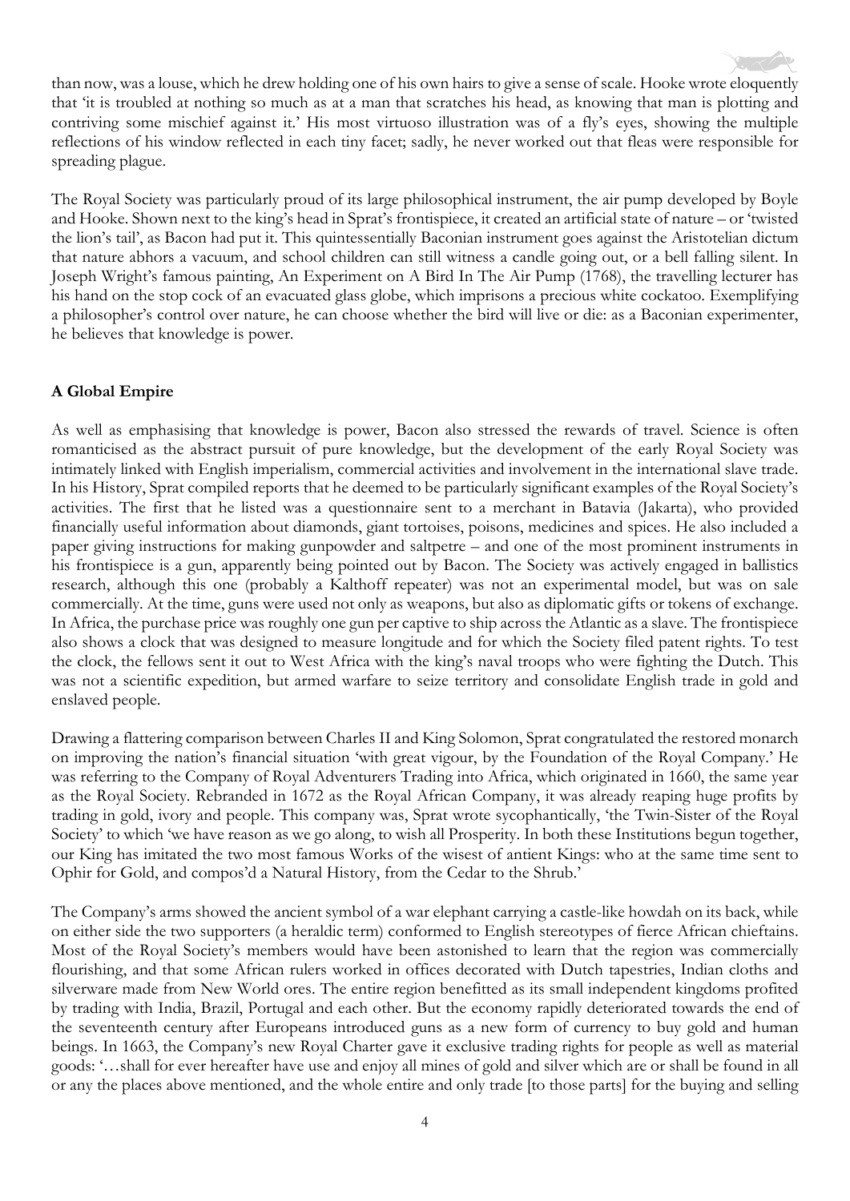than now, was a louse, which he drew holding one of his own hairs to give a sense of scale. Hooke wrote eloquently that 'it is troubled at nothing so much as at a man that scratches his head, as knowing that man is plotting and contriving some mischief against it.' His most virtuoso illustration was of a fly's eyes, showing the multiple reflections of his window reflected in each tiny facet; sadly, he never worked out that fleas were responsible for spreading plague.

The Royal Society was particularly proud of its large philosophical instrument, the air pump developed by Boyle and Hooke. Shown next to the king's head in Sprat's frontispiece, it created an artificial state of nature – or 'twisted the lion's tail', as Bacon had put it. This quintessentially Baconian instrument goes against the Aristotelian dictum that nature abhors a vacuum, and school children can still witness a candle going out, or a bell falling silent. In Joseph Wright's famous painting, An Experiment on A Bird In The Air Pump (1768), the travelling lecturer has his hand on the stop cock of an evacuated glass globe, which imprisons a precious white cockatoo. Exemplifying a philosopher's control over nature, he can choose whether the bird will live or die: as a Baconian experimenter, he believes that knowledge is power.

**A Global Empire**

As well as emphasising that knowledge is power, Bacon also stressed the rewards of travel. Science is often romanticised as the abstract pursuit of pure knowledge, but the development of the early Royal Society was intimately linked with English imperialism, commercial activities and involvement in the international slave trade. In his History, Sprat compiled reports that he deemed to be particularly significant examples of the Royal Society's activities. The first that he listed was a questionnaire sent to a merchant in Batavia (Jakarta), who provided financially useful information about diamonds, giant tortoises, poisons, medicines and spices. He also included a paper giving instructions for making gunpowder and saltpetre – and one of the most prominent instruments in his frontispiece is a gun, apparently being pointed out by Bacon. The Society was actively engaged in ballistics research, although this one (probably a Kalthoff repeater) was not an experimental model, but was on sale commercially. At the time, guns were used not only as weapons, but also as diplomatic gifts or tokens of exchange. In Africa, the purchase price was roughly one gun per captive to ship across the Atlantic as a slave. The frontispiece also shows a clock that was designed to measure longitude and for which the Society filed patent rights. To test the clock, the fellows sent it out to West Africa with the king's naval troops who were fighting the Dutch. This was not a scientific expedition, but armed warfare to seize territory and consolidate English trade in gold and enslaved people.

Drawing a flattering comparison between Charles II and King Solomon, Sprat congratulated the restored monarch on improving the nation's financial situation 'with great vigour, by the Foundation of the Royal Company.' He was referring to the Company of Royal Adventurers Trading into Africa, which originated in 1660, the same year as the Royal Society. Rebranded in 1672 as the Royal African Company, it was already reaping huge profits by trading in gold, ivory and people. This company was, Sprat wrote sycophantically, 'the Twin-Sister of the Royal Society' to which 'we have reason as we go along, to wish all Prosperity. In both these Institutions begun together, our King has imitated the two most famous Works of the wisest of antient Kings: who at the same time sent to Ophir for Gold, and compos'd a Natural History, from the Cedar to the Shrub.'

The Company's arms showed the ancient symbol of a war elephant carrying a castle-like howdah on its back, while on either side the two supporters (a heraldic term) conformed to English stereotypes of fierce African chieftains. Most of the Royal Society's members would have been astonished to learn that the region was commercially flourishing, and that some African rulers worked in offices decorated with Dutch tapestries, Indian cloths and silverware made from New World ores. The entire region benefitted as its small independent kingdoms profited by trading with India, Brazil, Portugal and each other. But the economy rapidly deteriorated towards the end of the seventeenth century after Europeans introduced guns as a new form of currency to buy gold and human beings. In 1663, the Company's new Royal Charter gave it exclusive trading rights for people as well as material goods: '…shall for ever hereafter have use and enjoy all mines of gold and silver which are or shall be found in all or any the places above mentioned, and the whole entire and only trade [to those parts] for the buying and selling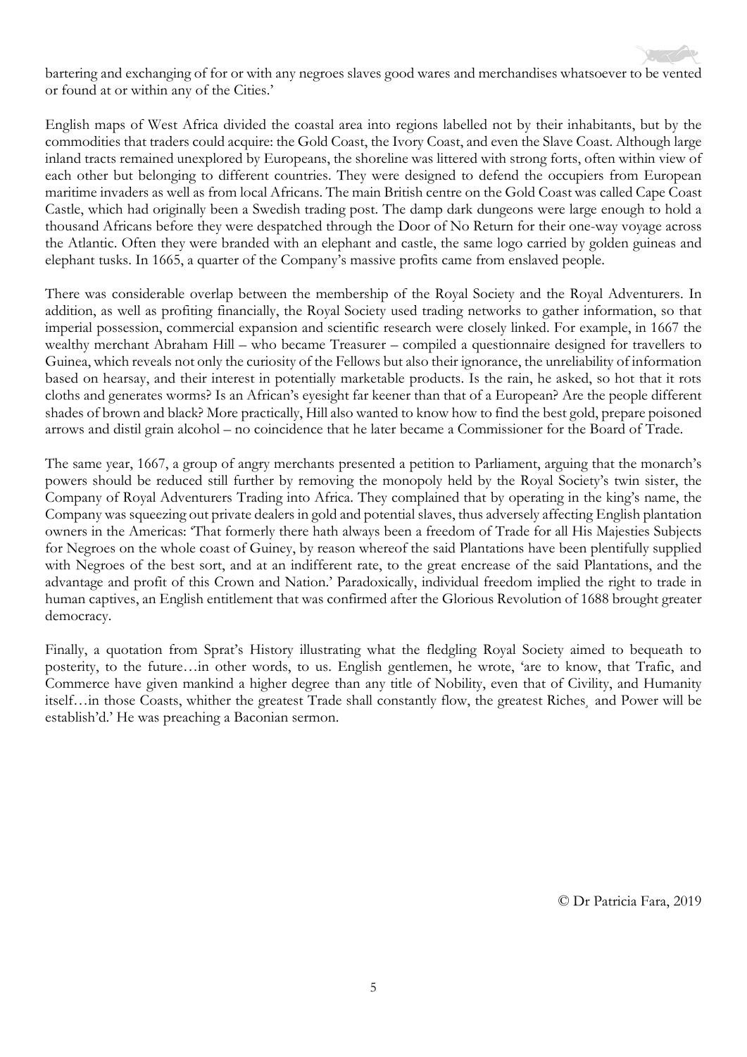bartering and exchanging of for or with any negroes slaves good wares and merchandises whatsoever to be vented or found at or within any of the Cities.'

English maps of West Africa divided the coastal area into regions labelled not by their inhabitants, but by the commodities that traders could acquire: the Gold Coast, the Ivory Coast, and even the Slave Coast. Although large inland tracts remained unexplored by Europeans, the shoreline was littered with strong forts, often within view of each other but belonging to different countries. They were designed to defend the occupiers from European maritime invaders as well as from local Africans. The main British centre on the Gold Coast was called Cape Coast Castle, which had originally been a Swedish trading post. The damp dark dungeons were large enough to hold a thousand Africans before they were despatched through the Door of No Return for their one-way voyage across the Atlantic. Often they were branded with an elephant and castle, the same logo carried by golden guineas and elephant tusks. In 1665, a quarter of the Company's massive profits came from enslaved people.

There was considerable overlap between the membership of the Royal Society and the Royal Adventurers. In addition, as well as profiting financially, the Royal Society used trading networks to gather information, so that imperial possession, commercial expansion and scientific research were closely linked. For example, in 1667 the wealthy merchant Abraham Hill – who became Treasurer – compiled a questionnaire designed for travellers to Guinea, which reveals not only the curiosity of the Fellows but also their ignorance, the unreliability of information based on hearsay, and their interest in potentially marketable products. Is the rain, he asked, so hot that it rots cloths and generates worms? Is an African's eyesight far keener than that of a European? Are the people different shades of brown and black? More practically, Hill also wanted to know how to find the best gold, prepare poisoned arrows and distil grain alcohol – no coincidence that he later became a Commissioner for the Board of Trade.

The same year, 1667, a group of angry merchants presented a petition to Parliament, arguing that the monarch's powers should be reduced still further by removing the monopoly held by the Royal Society's twin sister, the Company of Royal Adventurers Trading into Africa. They complained that by operating in the king's name, the Company was squeezing out private dealers in gold and potential slaves, thus adversely affecting English plantation owners in the Americas: 'That formerly there hath always been a freedom of Trade for all His Majesties Subjects for Negroes on the whole coast of Guiney, by reason whereof the said Plantations have been plentifully supplied with Negroes of the best sort, and at an indifferent rate, to the great encrease of the said Plantations, and the advantage and profit of this Crown and Nation.' Paradoxically, individual freedom implied the right to trade in human captives, an English entitlement that was confirmed after the Glorious Revolution of 1688 brought greater democracy.

Finally, a quotation from Sprat's History illustrating what the fledgling Royal Society aimed to bequeath to posterity, to the future…in other words, to us. English gentlemen, he wrote, 'are to know, that Trafic, and Commerce have given mankind a higher degree than any title of Nobility, even that of Civility, and Humanity itself…in those Coasts, whither the greatest Trade shall constantly flow, the greatest Riches, and Power will be establish'd.' He was preaching a Baconian sermon.

© Dr Patricia Fara, 2019